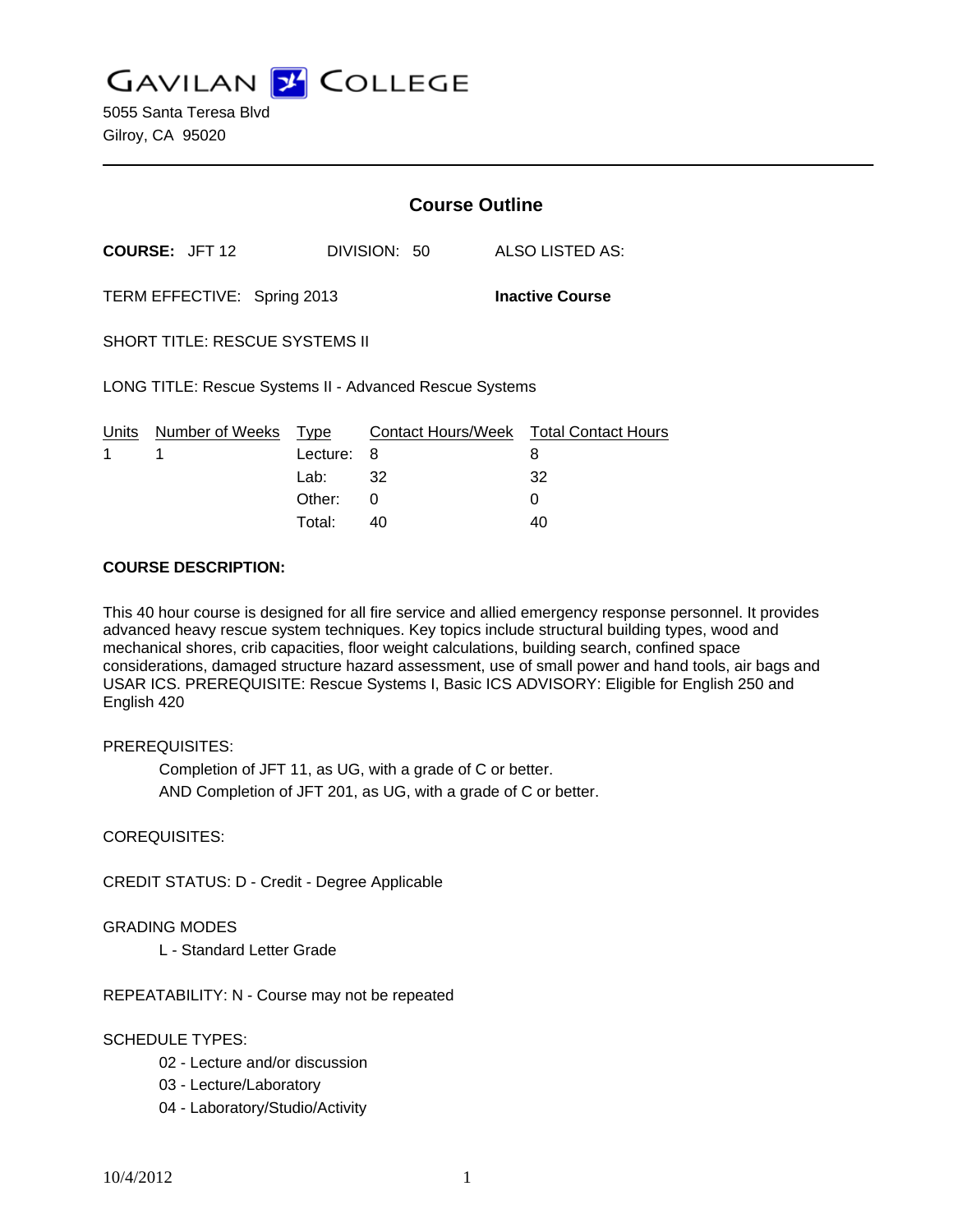# GAVILAN COLLEGE

5055 Santa Teresa Blvd
Gilroy, CA 95020

---

## Course Outline

**COURSE:** JFT 12 DIVISION: 50 ALSO LISTED AS:

TERM EFFECTIVE: Spring 2013 **Inactive Course**

SHORT TITLE: RESCUE SYSTEMS II

LONG TITLE: Rescue Systems II - Advanced Rescue Systems

| Units | Number of Weeks | Type | Contact Hours/Week | Total Contact Hours |
|---|---|---|---|---|
| 1 | 1 | Lecture: | 8 | 8 |
| | | Lab: | 32 | 32 |
| | | Other: | 0 | 0 |
| | | Total: | 40 | 40 |

**COURSE DESCRIPTION:**

This 40 hour course is designed for all fire service and allied emergency response personnel. It provides advanced heavy rescue system techniques. Key topics include structural building types, wood and mechanical shores, crib capacities, floor weight calculations, building search, confined space considerations, damaged structure hazard assessment, use of small power and hand tools, air bags and USAR ICS. PREREQUISITE: Rescue Systems I, Basic ICS ADVISORY: Eligible for English 250 and English 420

PREREQUISITES:

Completion of JFT 11, as UG, with a grade of C or better.
AND Completion of JFT 201, as UG, with a grade of C or better.

COREQUISITES:

CREDIT STATUS: D - Credit - Degree Applicable

GRADING MODES

L - Standard Letter Grade

REPEATABILITY: N - Course may not be repeated

SCHEDULE TYPES:

02 - Lecture and/or discussion
03 - Lecture/Laboratory
04 - Laboratory/Studio/Activity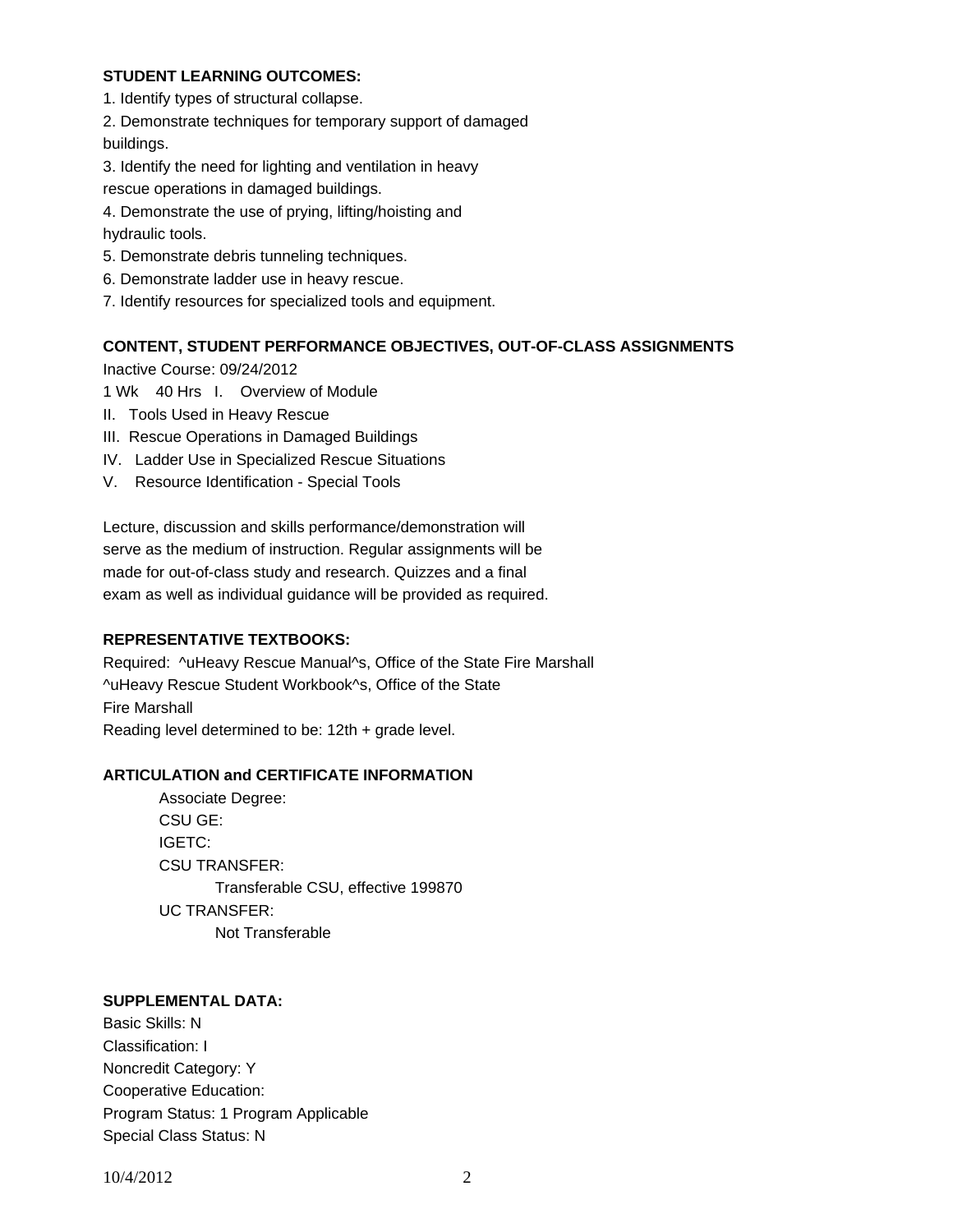**STUDENT LEARNING OUTCOMES:**

1. Identify types of structural collapse.
2. Demonstrate techniques for temporary support of damaged buildings.
3. Identify the need for lighting and ventilation in heavy rescue operations in damaged buildings.
4. Demonstrate the use of prying, lifting/hoisting and hydraulic tools.
5. Demonstrate debris tunneling techniques.
6. Demonstrate ladder use in heavy rescue.
7. Identify resources for specialized tools and equipment.

**CONTENT, STUDENT PERFORMANCE OBJECTIVES, OUT-OF-CLASS ASSIGNMENTS**

Inactive Course: 09/24/2012

1 Wk 40 Hrs I. Overview of Module

II. Tools Used in Heavy Rescue

III. Rescue Operations in Damaged Buildings

IV. Ladder Use in Specialized Rescue Situations

V. Resource Identification - Special Tools

Lecture, discussion and skills performance/demonstration will serve as the medium of instruction. Regular assignments will be made for out-of-class study and research. Quizzes and a final exam as well as individual guidance will be provided as required.

**REPRESENTATIVE TEXTBOOKS:**

Required: ^uHeavy Rescue Manual^s, Office of the State Fire Marshall
^uHeavy Rescue Student Workbook^s, Office of the State Fire Marshall
Reading level determined to be: 12th + grade level.

**ARTICULATION and CERTIFICATE INFORMATION**

Associate Degree:
CSU GE:
IGETC:
CSU TRANSFER:
Transferable CSU, effective 199870
UC TRANSFER:
Not Transferable

**SUPPLEMENTAL DATA:**

Basic Skills: N
Classification: I
Noncredit Category: Y
Cooperative Education:
Program Status: 1 Program Applicable
Special Class Status: N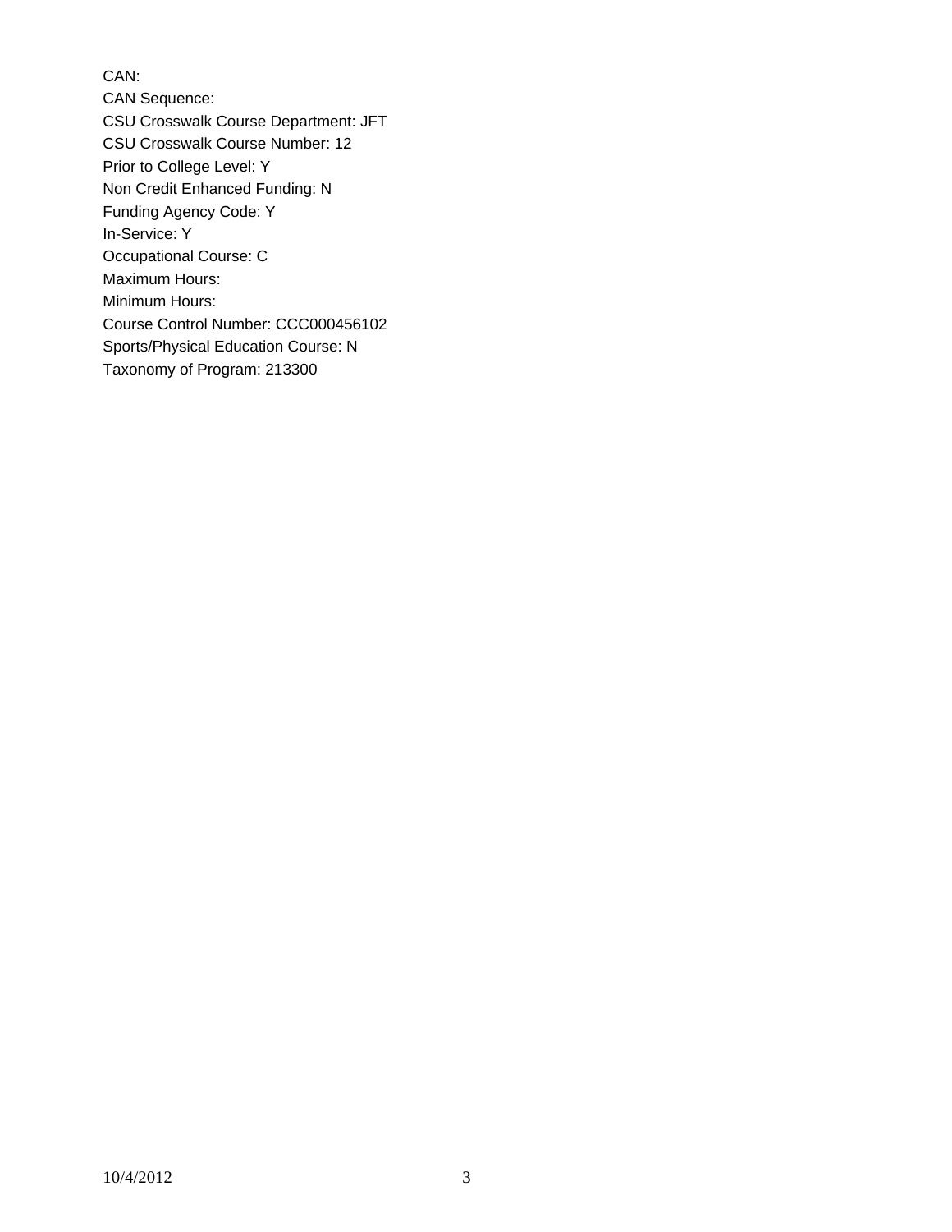CAN:

CAN Sequence:

CSU Crosswalk Course Department: JFT

CSU Crosswalk Course Number: 12

Prior to College Level: Y

Non Credit Enhanced Funding: N

Funding Agency Code: Y

In-Service: Y

Occupational Course: C

Maximum Hours:

Minimum Hours:

Course Control Number: CCC000456102

Sports/Physical Education Course: N

Taxonomy of Program: 213300